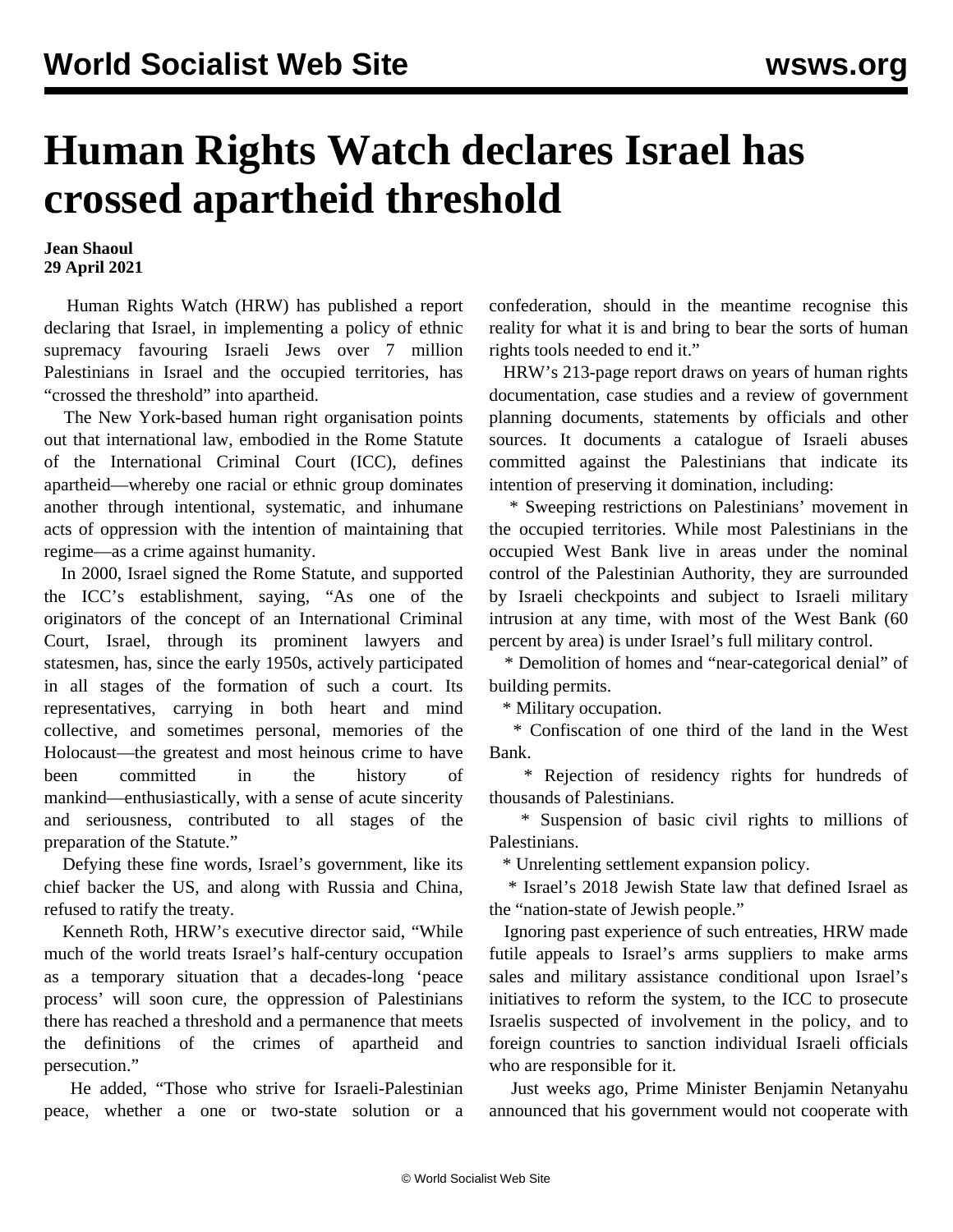# Human Rights Watch declares Israel has crossed apartheid threshold

**Jean Shaoul**
**29 April 2021**

Human Rights Watch (HRW) has published a report declaring that Israel, in implementing a policy of ethnic supremacy favouring Israeli Jews over 7 million Palestinians in Israel and the occupied territories, has "crossed the threshold" into apartheid.

The New York-based human right organisation points out that international law, embodied in the Rome Statute of the International Criminal Court (ICC), defines apartheid—whereby one racial or ethnic group dominates another through intentional, systematic, and inhumane acts of oppression with the intention of maintaining that regime—as a crime against humanity.

In 2000, Israel signed the Rome Statute, and supported the ICC's establishment, saying, "As one of the originators of the concept of an International Criminal Court, Israel, through its prominent lawyers and statesmen, has, since the early 1950s, actively participated in all stages of the formation of such a court. Its representatives, carrying in both heart and mind collective, and sometimes personal, memories of the Holocaust—the greatest and most heinous crime to have been committed in the history of mankind—enthusiastically, with a sense of acute sincerity and seriousness, contributed to all stages of the preparation of the Statute."

Defying these fine words, Israel's government, like its chief backer the US, and along with Russia and China, refused to ratify the treaty.

Kenneth Roth, HRW's executive director said, "While much of the world treats Israel's half-century occupation as a temporary situation that a decades-long 'peace process' will soon cure, the oppression of Palestinians there has reached a threshold and a permanence that meets the definitions of the crimes of apartheid and persecution."

He added, "Those who strive for Israeli-Palestinian peace, whether a one or two-state solution or a confederation, should in the meantime recognise this reality for what it is and bring to bear the sorts of human rights tools needed to end it."

HRW's 213-page report draws on years of human rights documentation, case studies and a review of government planning documents, statements by officials and other sources. It documents a catalogue of Israeli abuses committed against the Palestinians that indicate its intention of preserving it domination, including:

* Sweeping restrictions on Palestinians' movement in the occupied territories. While most Palestinians in the occupied West Bank live in areas under the nominal control of the Palestinian Authority, they are surrounded by Israeli checkpoints and subject to Israeli military intrusion at any time, with most of the West Bank (60 percent by area) is under Israel's full military control.
* Demolition of homes and "near-categorical denial" of building permits.
* Military occupation.
* Confiscation of one third of the land in the West Bank.
* Rejection of residency rights for hundreds of thousands of Palestinians.
* Suspension of basic civil rights to millions of Palestinians.
* Unrelenting settlement expansion policy.
* Israel's 2018 Jewish State law that defined Israel as the "nation-state of Jewish people."

Ignoring past experience of such entreaties, HRW made futile appeals to Israel's arms suppliers to make arms sales and military assistance conditional upon Israel's initiatives to reform the system, to the ICC to prosecute Israelis suspected of involvement in the policy, and to foreign countries to sanction individual Israeli officials who are responsible for it.

Just weeks ago, Prime Minister Benjamin Netanyahu announced that his government would not cooperate with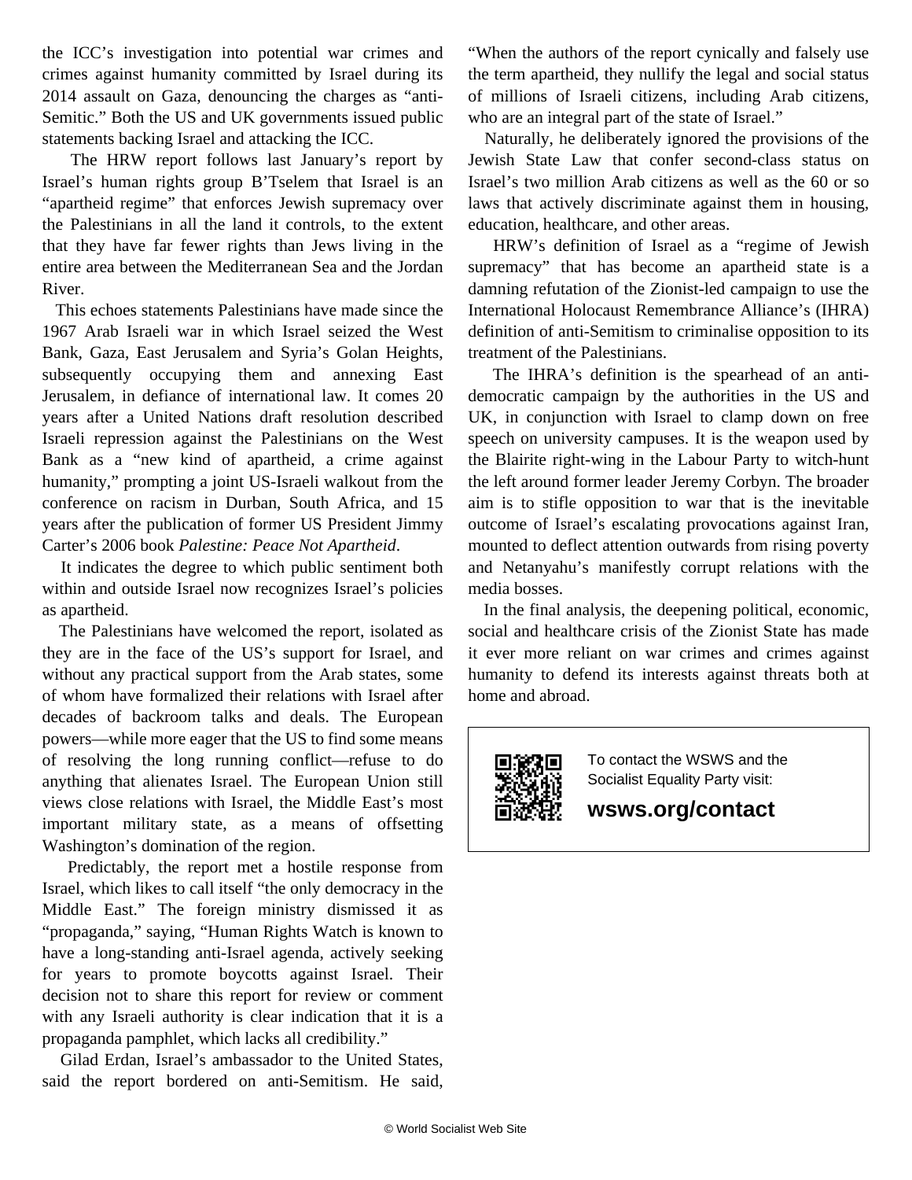the ICC's investigation into potential war crimes and crimes against humanity committed by Israel during its 2014 assault on Gaza, denouncing the charges as "anti-Semitic." Both the US and UK governments issued public statements backing Israel and attacking the ICC.

The HRW report follows last January's report by Israel's human rights group B'Tselem that Israel is an "apartheid regime" that enforces Jewish supremacy over the Palestinians in all the land it controls, to the extent that they have far fewer rights than Jews living in the entire area between the Mediterranean Sea and the Jordan River.

This echoes statements Palestinians have made since the 1967 Arab Israeli war in which Israel seized the West Bank, Gaza, East Jerusalem and Syria's Golan Heights, subsequently occupying them and annexing East Jerusalem, in defiance of international law. It comes 20 years after a United Nations draft resolution described Israeli repression against the Palestinians on the West Bank as a "new kind of apartheid, a crime against humanity," prompting a joint US-Israeli walkout from the conference on racism in Durban, South Africa, and 15 years after the publication of former US President Jimmy Carter's 2006 book *Palestine: Peace Not Apartheid*.

It indicates the degree to which public sentiment both within and outside Israel now recognizes Israel's policies as apartheid.

The Palestinians have welcomed the report, isolated as they are in the face of the US's support for Israel, and without any practical support from the Arab states, some of whom have formalized their relations with Israel after decades of backroom talks and deals. The European powers—while more eager that the US to find some means of resolving the long running conflict—refuse to do anything that alienates Israel. The European Union still views close relations with Israel, the Middle East's most important military state, as a means of offsetting Washington's domination of the region.

Predictably, the report met a hostile response from Israel, which likes to call itself "the only democracy in the Middle East." The foreign ministry dismissed it as "propaganda," saying, "Human Rights Watch is known to have a long-standing anti-Israel agenda, actively seeking for years to promote boycotts against Israel. Their decision not to share this report for review or comment with any Israeli authority is clear indication that it is a propaganda pamphlet, which lacks all credibility."

Gilad Erdan, Israel's ambassador to the United States, said the report bordered on anti-Semitism. He said, "When the authors of the report cynically and falsely use the term apartheid, they nullify the legal and social status of millions of Israeli citizens, including Arab citizens, who are an integral part of the state of Israel."

Naturally, he deliberately ignored the provisions of the Jewish State Law that confer second-class status on Israel's two million Arab citizens as well as the 60 or so laws that actively discriminate against them in housing, education, healthcare, and other areas.

HRW's definition of Israel as a "regime of Jewish supremacy" that has become an apartheid state is a damning refutation of the Zionist-led campaign to use the International Holocaust Remembrance Alliance's (IHRA) definition of anti-Semitism to criminalise opposition to its treatment of the Palestinians.

The IHRA's definition is the spearhead of an anti-democratic campaign by the authorities in the US and UK, in conjunction with Israel to clamp down on free speech on university campuses. It is the weapon used by the Blairite right-wing in the Labour Party to witch-hunt the left around former leader Jeremy Corbyn. The broader aim is to stifle opposition to war that is the inevitable outcome of Israel's escalating provocations against Iran, mounted to deflect attention outwards from rising poverty and Netanyahu's manifestly corrupt relations with the media bosses.

In the final analysis, the deepening political, economic, social and healthcare crisis of the Zionist State has made it ever more reliant on war crimes and crimes against humanity to defend its interests against threats both at home and abroad.

To contact the WSWS and the Socialist Equality Party visit:

**wsws.org/contact**